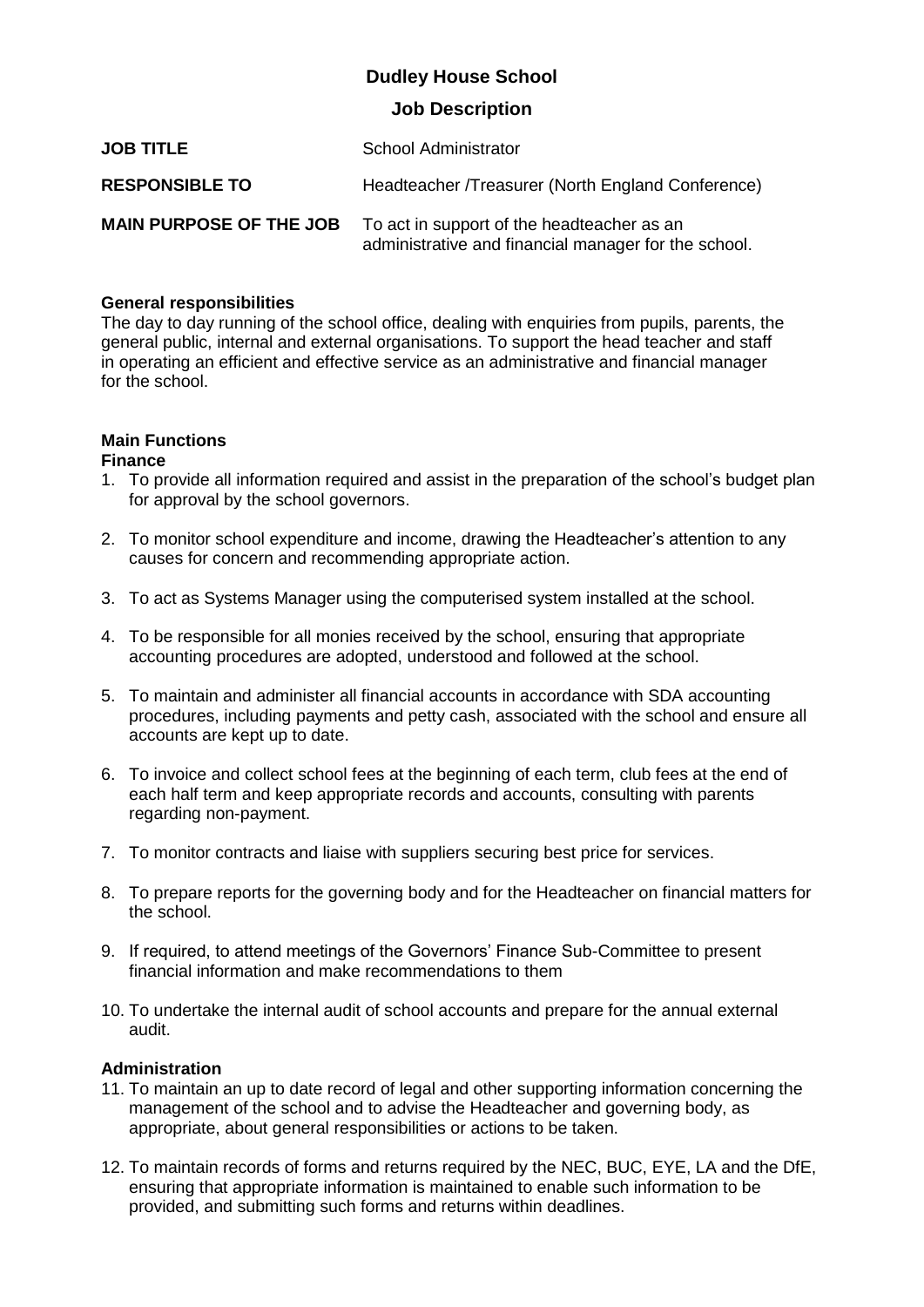# Dudley House School

## Job Description

| | |
|---|---|
| **JOB TITLE** | School Administrator |
| **RESPONSIBLE TO** | Headteacher /Treasurer (North England Conference) |
| **MAIN PURPOSE OF THE JOB** | To act in support of the headteacher as an administrative and financial manager for the school. |

**General responsibilities**

The day to day running of the school office, dealing with enquiries from pupils, parents, the general public, internal and external organisations. To support the head teacher and staff in operating an efficient and effective service as an administrative and financial manager for the school.

**Main Functions**

**Finance**

1. To provide all information required and assist in the preparation of the school's budget plan for approval by the school governors.
2. To monitor school expenditure and income, drawing the Headteacher's attention to any causes for concern and recommending appropriate action.
3. To act as Systems Manager using the computerised system installed at the school.
4. To be responsible for all monies received by the school, ensuring that appropriate accounting procedures are adopted, understood and followed at the school.
5. To maintain and administer all financial accounts in accordance with SDA accounting procedures, including payments and petty cash, associated with the school and ensure all accounts are kept up to date.
6. To invoice and collect school fees at the beginning of each term, club fees at the end of each half term and keep appropriate records and accounts, consulting with parents regarding non-payment.
7. To monitor contracts and liaise with suppliers securing best price for services.
8. To prepare reports for the governing body and for the Headteacher on financial matters for the school.
9. If required, to attend meetings of the Governors' Finance Sub-Committee to present financial information and make recommendations to them
10. To undertake the internal audit of school accounts and prepare for the annual external audit.

**Administration**

11. To maintain an up to date record of legal and other supporting information concerning the management of the school and to advise the Headteacher and governing body, as appropriate, about general responsibilities or actions to be taken.
12. To maintain records of forms and returns required by the NEC, BUC, EYE, LA and the DfE, ensuring that appropriate information is maintained to enable such information to be provided, and submitting such forms and returns within deadlines.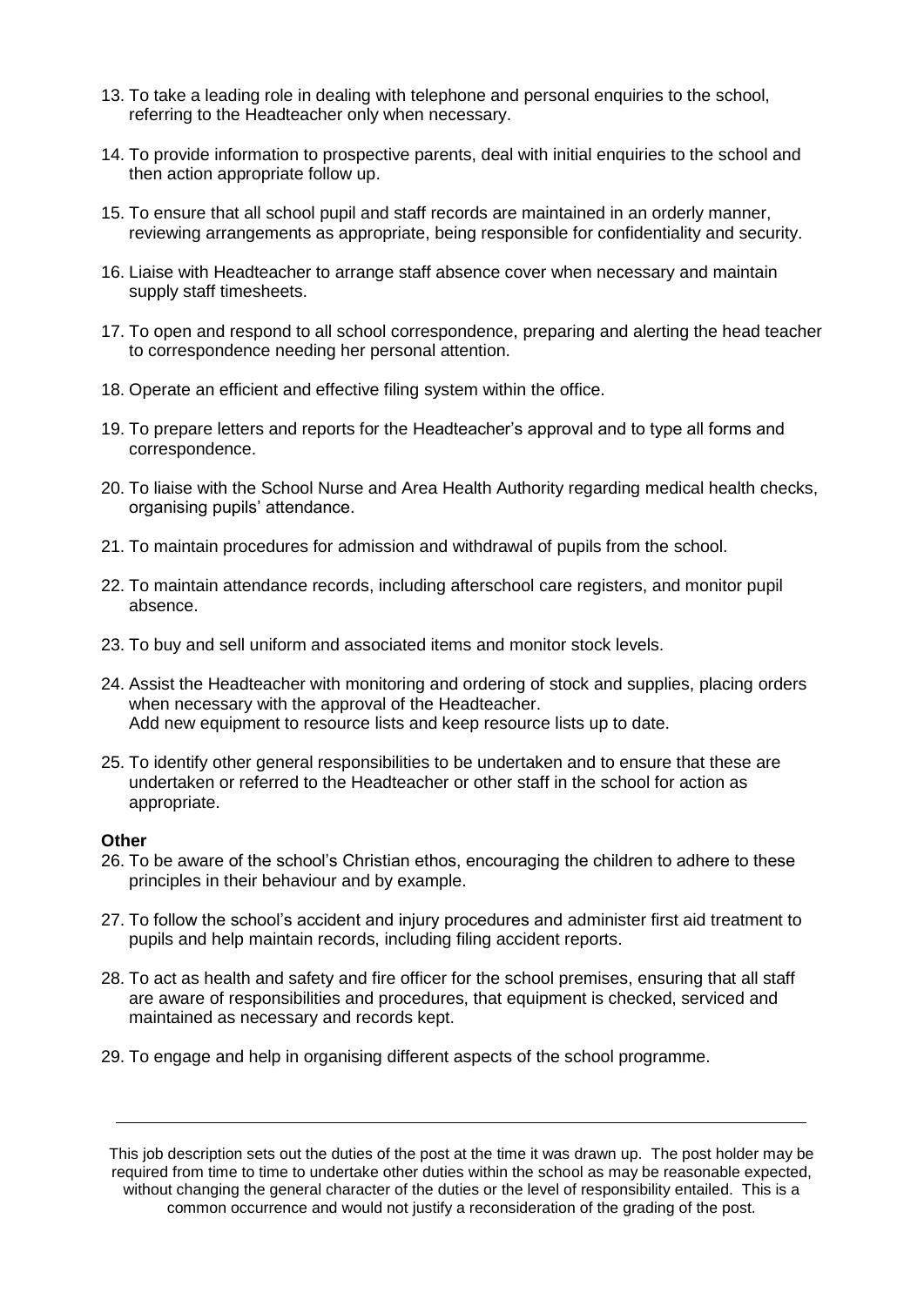13. To take a leading role in dealing with telephone and personal enquiries to the school, referring to the Headteacher only when necessary.

14. To provide information to prospective parents, deal with initial enquiries to the school and then action appropriate follow up.

15. To ensure that all school pupil and staff records are maintained in an orderly manner, reviewing arrangements as appropriate, being responsible for confidentiality and security.

16. Liaise with Headteacher to arrange staff absence cover when necessary and maintain supply staff timesheets.

17. To open and respond to all school correspondence, preparing and alerting the head teacher to correspondence needing her personal attention.

18. Operate an efficient and effective filing system within the office.

19. To prepare letters and reports for the Headteacher's approval and to type all forms and correspondence.

20. To liaise with the School Nurse and Area Health Authority regarding medical health checks, organising pupils' attendance.

21. To maintain procedures for admission and withdrawal of pupils from the school.

22. To maintain attendance records, including afterschool care registers, and monitor pupil absence.

23. To buy and sell uniform and associated items and monitor stock levels.

24. Assist the Headteacher with monitoring and ordering of stock and supplies, placing orders when necessary with the approval of the Headteacher.
    Add new equipment to resource lists and keep resource lists up to date.

25. To identify other general responsibilities to be undertaken and to ensure that these are undertaken or referred to the Headteacher or other staff in the school for action as appropriate.

**Other**

26. To be aware of the school's Christian ethos, encouraging the children to adhere to these principles in their behaviour and by example.

27. To follow the school's accident and injury procedures and administer first aid treatment to pupils and help maintain records, including filing accident reports.

28. To act as health and safety and fire officer for the school premises, ensuring that all staff are aware of responsibilities and procedures, that equipment is checked, serviced and maintained as necessary and records kept.

29. To engage and help in organising different aspects of the school programme.

---

This job description sets out the duties of the post at the time it was drawn up. The post holder may be required from time to time to undertake other duties within the school as may be reasonable expected, without changing the general character of the duties or the level of responsibility entailed. This is a common occurrence and would not justify a reconsideration of the grading of the post.